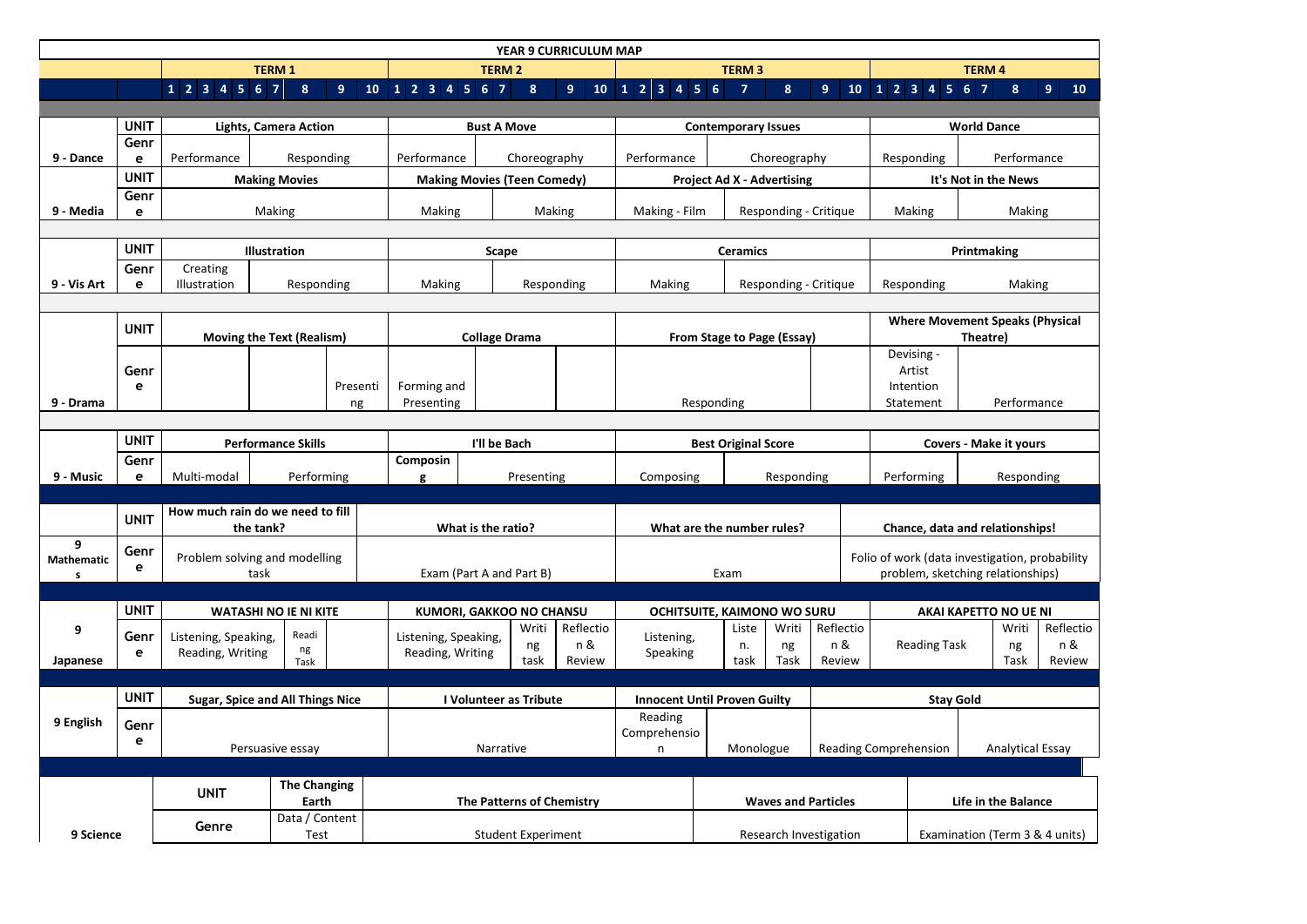# YEAR 9 CURRICULUM MAP

| | | TERM 1 | | | TERM 2 | | | TERM 3 | | | TERM 4 | |
|---|---|---|---|---|---|---|---|---|---|---|---|---|
| | | 1 2 3 4 5 6 7 | 8 | 9 10 | 1 2 3 4 5 6 7 | 8 | 9 10 | 1 2 3 4 5 6 | 7 8 | 9 10 | 1 2 3 4 5 6 7 | 8 9 10 |
| 9 - Dance | UNIT | Lights, Camera Action | | | Bust A Move | | | Contemporary Issues | | | World Dance | |
| | Genre | Performance | Responding | | Performance | Choreography | | Performance | Choreography | | Responding | Performance |
| 9 - Media | UNIT | Making Movies | | | Making Movies (Teen Comedy) | | | Project Ad X - Advertising | | | It's Not in the News | |
| | Genre | Making | | | Making | Making | | Making - Film | Responding - Critique | | Making | Making |
| 9 - Vis Art | UNIT | Illustration | | | Scape | | | Ceramics | | | Printmaking | |
| | Genre | Creating Illustration | Responding | | Making | Responding | | Making | Responding - Critique | | Responding | Making |
| 9 - Drama | UNIT | Moving the Text (Realism) | | | Collage Drama | | | From Stage to Page (Essay) | | | Where Movement Speaks (Physical Theatre) | |
| | Genre | | | Presenting | Forming and Presenting | | | Responding | | | Devising - Artist Intention Statement | Performance |
| 9 - Music | UNIT | Performance Skills | | | I'll be Bach | | | Best Original Score | | | Covers - Make it yours | |
| | Genre | Multi-modal | Performing | | Composing | Presenting | | Composing | Responding | | Performing | Responding |
| 9 Mathematics | UNIT | How much rain do we need to fill the tank? | | | What is the ratio? | | | What are the number rules? | | | Chance, data and relationships! | |
| | Genre | Problem solving and modelling task | | | Exam (Part A and Part B) | | | Exam | | | Folio of work (data investigation, probability problem, sketching relationships) | |
| 9 Japanese | UNIT | WATASHI NO IE NI KITE | | | KUMORI, GAKKOO NO CHANSU | | | OCHITSUITE, KAIMONO WO SURU | | | AKAI KAPETTO NO UE NI | |
| | Genre | Listening, Speaking, Reading, Writing | Reading Task | | Listening, Speaking, Reading, Writing | Writing task | Reflection & Review | Listening, Speaking | Listen. task / Writing Task | Reflection & Review | Reading Task | Writing Task / Reflection & Review |
| 9 English | UNIT | Sugar, Spice and All Things Nice | | | I Volunteer as Tribute | | | Innocent Until Proven Guilty | | | Stay Gold | |
| | Genre | Persuasive essay | | | Narrative | | | Reading Comprehension | Monologue | | Reading Comprehension | Analytical Essay |
| 9 Science | UNIT | The Changing Earth | | | The Patterns of Chemistry | | | Waves and Particles | | | Life in the Balance | |
| | Genre | Data / Content Test | | | Student Experiment | | | Research Investigation | | | Examination (Term 3 & 4 units) | |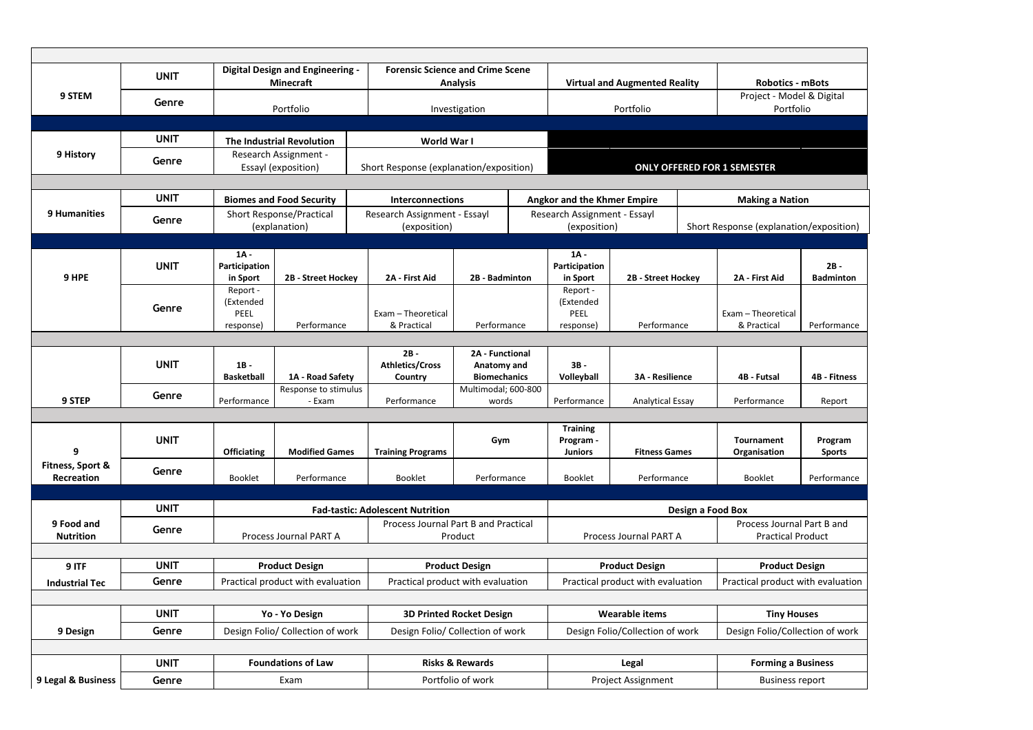| | | | | | | | | | |
|---|---|---|---|---|---|---|---|---|---|
| **9 STEM** | **UNIT** | **Digital Design and Engineering - Minecraft** | | **Forensic Science and Crime Scene Analysis** | | **Virtual and Augmented Reality** | | **Robotics - mBots** | |
| | **Genre** | Portfolio | | Investigation | | Portfolio | | Project - Model & Digital Portfolio | |
| **9 History** | **UNIT** | **The Industrial Revolution** | | **World War I** | | | | | |
| | **Genre** | Research Assignment - Essayl (exposition) | | Short Response (explanation/exposition) | | **ONLY OFFERED FOR 1 SEMESTER** | | | |
| **9 Humanities** | **UNIT** | **Biomes and Food Security** | | **Interconnections** | | **Angkor and the Khmer Empire** | | **Making a Nation** | |
| | **Genre** | Short Response/Practical (explanation) | | Research Assignment - Essayl (exposition) | | Research Assignment - Essayl (exposition) | | Short Response (explanation/exposition) | |
| **9 HPE** | **UNIT** | **1A - Participation in Sport** | **2B - Street Hockey** | **2A - First Aid** | **2B - Badminton** | **1A - Participation in Sport** | **2B - Street Hockey** | **2A - First Aid** | **2B - Badminton** |
| | **Genre** | Report - (Extended PEEL response) | Performance | Exam – Theoretical & Practical | Performance | Report - (Extended PEEL response) | Performance | Exam – Theoretical & Practical | Performance |
| **9 STEP** | **UNIT** | **1B - Basketball** | **1A - Road Safety** | **2B - Athletics/Cross Country** | **2A - Functional Anatomy and Biomechanics** | **3B - Volleyball** | **3A - Resilience** | **4B - Futsal** | **4B - Fitness** |
| | **Genre** | Performance | Response to stimulus - Exam | Performance | Multimodal; 600-800 words | Performance | Analytical Essay | Performance | Report |
| **9 Fitness, Sport & Recreation** | **UNIT** | **Officiating** | **Modified Games** | **Training Programs** | **Gym** | **Training Program - Juniors** | **Fitness Games** | **Tournament Organisation** | **Program Sports** |
| | **Genre** | Booklet | Performance | Booklet | Performance | Booklet | Performance | Booklet | Performance |
| **9 Food and Nutrition** | **UNIT** | **Fad-tastic: Adolescent Nutrition** | | | | **Design a Food Box** | | | |
| | **Genre** | Process Journal PART A | | Process Journal Part B and Practical Product | | Process Journal PART A | | Process Journal Part B and Practical Product | |
| **9 ITF Industrial Tec** | **UNIT** | **Product Design** | | **Product Design** | | **Product Design** | | **Product Design** | |
| | **Genre** | Practical product with evaluation | | Practical product with evaluation | | Practical product with evaluation | | Practical product with evaluation | |
| **9 Design** | **UNIT** | **Yo - Yo Design** | | **3D Printed Rocket Design** | | **Wearable items** | | **Tiny Houses** | |
| | **Genre** | Design Folio/ Collection of work | | Design Folio/ Collection of work | | Design Folio/Collection of work | | Design Folio/Collection of work | |
| **9 Legal & Business** | **UNIT** | **Foundations of Law** | | **Risks & Rewards** | | **Legal** | | **Forming a Business** | |
| | **Genre** | Exam | | Portfolio of work | | Project Assignment | | Business report | |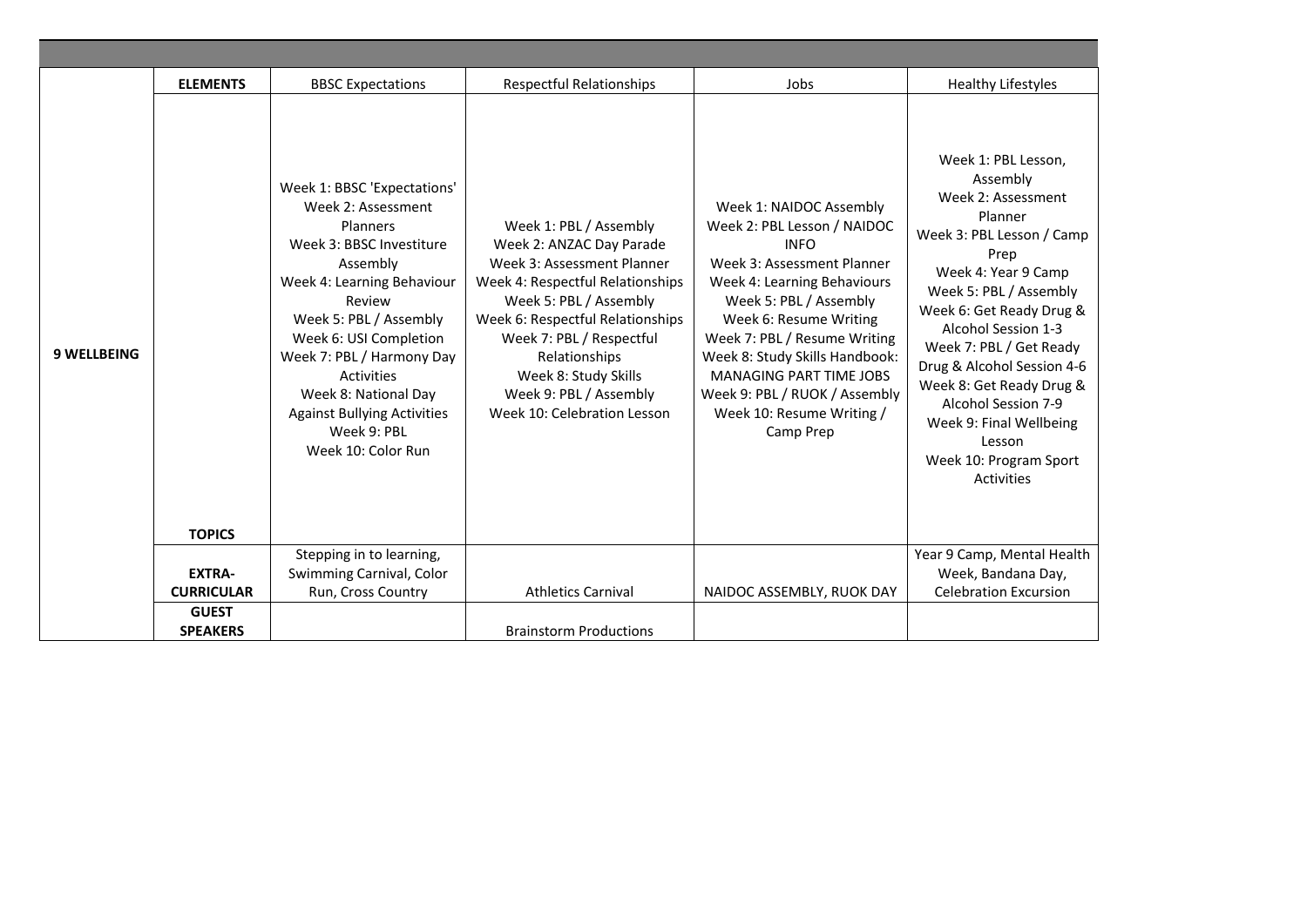| | | | | | |
|---|---|---|---|---|---|
| | **ELEMENTS** | BBSC Expectations | Respectful Relationships | Jobs | Healthy Lifestyles |
| **9 WELLBEING** | **TOPICS** | Week 1: BBSC 'Expectations'<br>Week 2: Assessment Planners<br>Week 3: BBSC Investiture Assembly<br>Week 4: Learning Behaviour Review<br>Week 5: PBL / Assembly<br>Week 6: USI Completion<br>Week 7: PBL / Harmony Day Activities<br>Week 8: National Day Against Bullying Activities<br>Week 9: PBL<br>Week 10: Color Run | Week 1: PBL / Assembly<br>Week 2: ANZAC Day Parade<br>Week 3: Assessment Planner<br>Week 4: Respectful Relationships<br>Week 5: PBL / Assembly<br>Week 6: Respectful Relationships<br>Week 7: PBL / Respectful Relationships<br>Week 8: Study Skills<br>Week 9: PBL / Assembly<br>Week 10: Celebration Lesson | Week 1: NAIDOC Assembly<br>Week 2: PBL Lesson / NAIDOC INFO<br>Week 3: Assessment Planner<br>Week 4: Learning Behaviours<br>Week 5: PBL / Assembly<br>Week 6: Resume Writing<br>Week 7: PBL / Resume Writing<br>Week 8: Study Skills Handbook: MANAGING PART TIME JOBS<br>Week 9: PBL / RUOK / Assembly<br>Week 10: Resume Writing / Camp Prep | Week 1: PBL Lesson, Assembly<br>Week 2: Assessment Planner<br>Week 3: PBL Lesson / Camp Prep<br>Week 4: Year 9 Camp<br>Week 5: PBL / Assembly<br>Week 6: Get Ready Drug & Alcohol Session 1-3<br>Week 7: PBL / Get Ready Drug & Alcohol Session 4-6<br>Week 8: Get Ready Drug & Alcohol Session 7-9<br>Week 9: Final Wellbeing Lesson<br>Week 10: Program Sport Activities |
| | **EXTRA-CURRICULAR** | Stepping in to learning, Swimming Carnival, Color Run, Cross Country | Athletics Carnival | NAIDOC ASSEMBLY, RUOK DAY | Year 9 Camp, Mental Health Week, Bandana Day, Celebration Excursion |
| | **GUEST SPEAKERS** | | Brainstorm Productions | | |